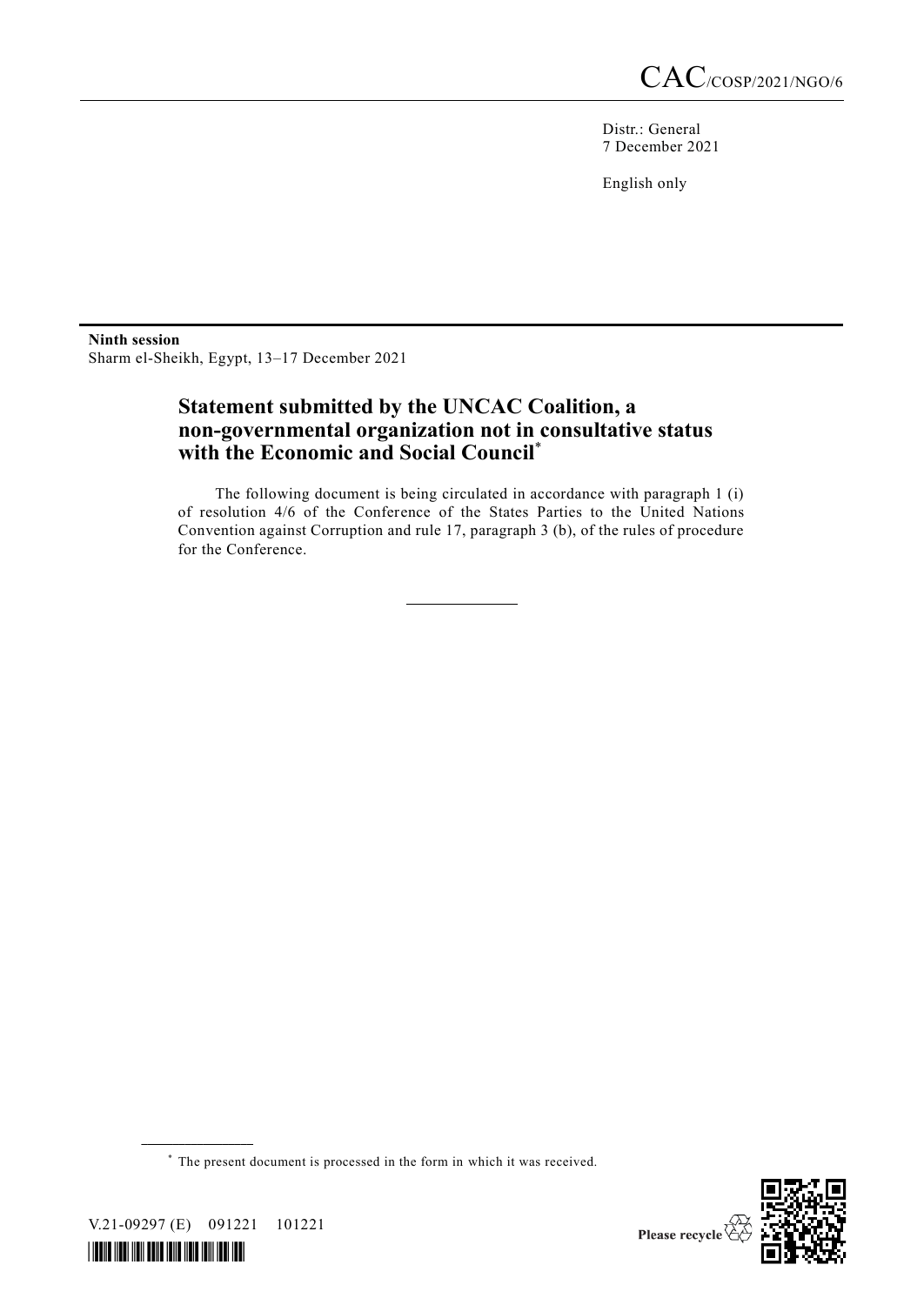CAC/COSP/2021/NGO/6

Distr.: General
7 December 2021

English only

**Ninth session**
Sharm el-Sheikh, Egypt, 13–17 December 2021

## Statement submitted by the UNCAC Coalition, a non-governmental organization not in consultative status with the Economic and Social Council*

The following document is being circulated in accordance with paragraph 1 (i) of resolution 4/6 of the Conference of the States Parties to the United Nations Convention against Corruption and rule 17, paragraph 3 (b), of the rules of procedure for the Conference.

---

* The present document is processed in the form in which it was received.

V.21-09297 (E) 091221 101221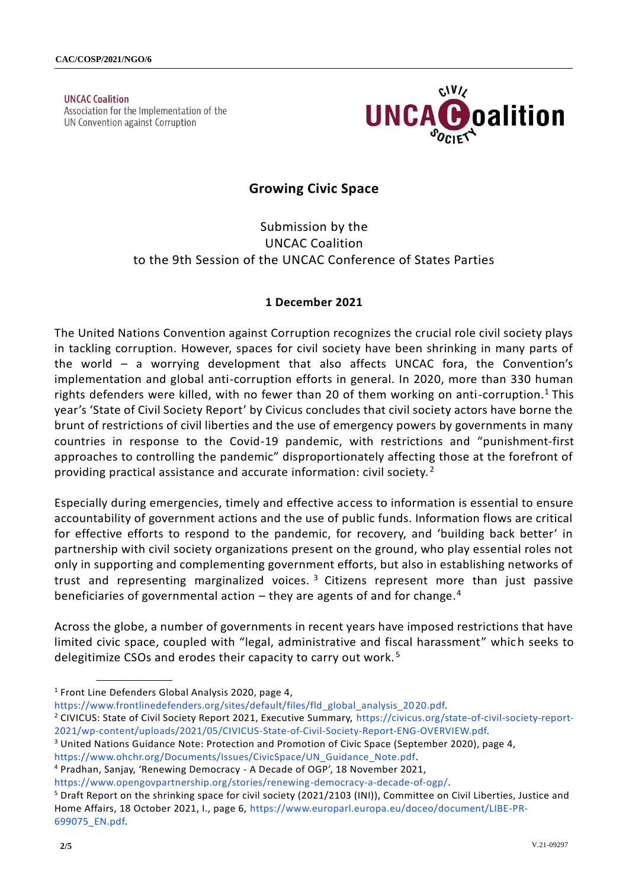UNCAC Coalition
Association for the Implementation of the UN Convention against Corruption

## Growing Civic Space

Submission by the
UNCAC Coalition
to the 9th Session of the UNCAC Conference of States Parties

**1 December 2021**

The United Nations Convention against Corruption recognizes the crucial role civil society plays in tackling corruption. However, spaces for civil society have been shrinking in many parts of the world – a worrying development that also affects UNCAC fora, the Convention's implementation and global anti-corruption efforts in general. In 2020, more than 330 human rights defenders were killed, with no fewer than 20 of them working on anti-corruption.[1] This year's 'State of Civil Society Report' by Civicus concludes that civil society actors have borne the brunt of restrictions of civil liberties and the use of emergency powers by governments in many countries in response to the Covid-19 pandemic, with restrictions and "punishment-first approaches to controlling the pandemic" disproportionately affecting those at the forefront of providing practical assistance and accurate information: civil society.[2]

Especially during emergencies, timely and effective access to information is essential to ensure accountability of government actions and the use of public funds. Information flows are critical for effective efforts to respond to the pandemic, for recovery, and 'building back better' in partnership with civil society organizations present on the ground, who play essential roles not only in supporting and complementing government efforts, but also in establishing networks of trust and representing marginalized voices.[3] Citizens represent more than just passive beneficiaries of governmental action – they are agents of and for change.[4]

Across the globe, a number of governments in recent years have imposed restrictions that have limited civic space, coupled with "legal, administrative and fiscal harassment" which seeks to delegitimize CSOs and erodes their capacity to carry out work.[5]

---

[1] Front Line Defenders Global Analysis 2020, page 4, https://www.frontlinedefenders.org/sites/default/files/fld_global_analysis_2020.pdf.

[2] CIVICUS: State of Civil Society Report 2021, Executive Summary, https://civicus.org/state-of-civil-society-report-2021/wp-content/uploads/2021/05/CIVICUS-State-of-Civil-Society-Report-ENG-OVERVIEW.pdf.

[3] United Nations Guidance Note: Protection and Promotion of Civic Space (September 2020), page 4, https://www.ohchr.org/Documents/Issues/CivicSpace/UN_Guidance_Note.pdf.

[4] Pradhan, Sanjay, 'Renewing Democracy - A Decade of OGP', 18 November 2021, https://www.opengovpartnership.org/stories/renewing-democracy-a-decade-of-ogp/.

[5] Draft Report on the shrinking space for civil society (2021/2103 (INI)), Committee on Civil Liberties, Justice and Home Affairs, 18 October 2021, I., page 6, https://www.europarl.europa.eu/doceo/document/LIBE-PR-699075_EN.pdf.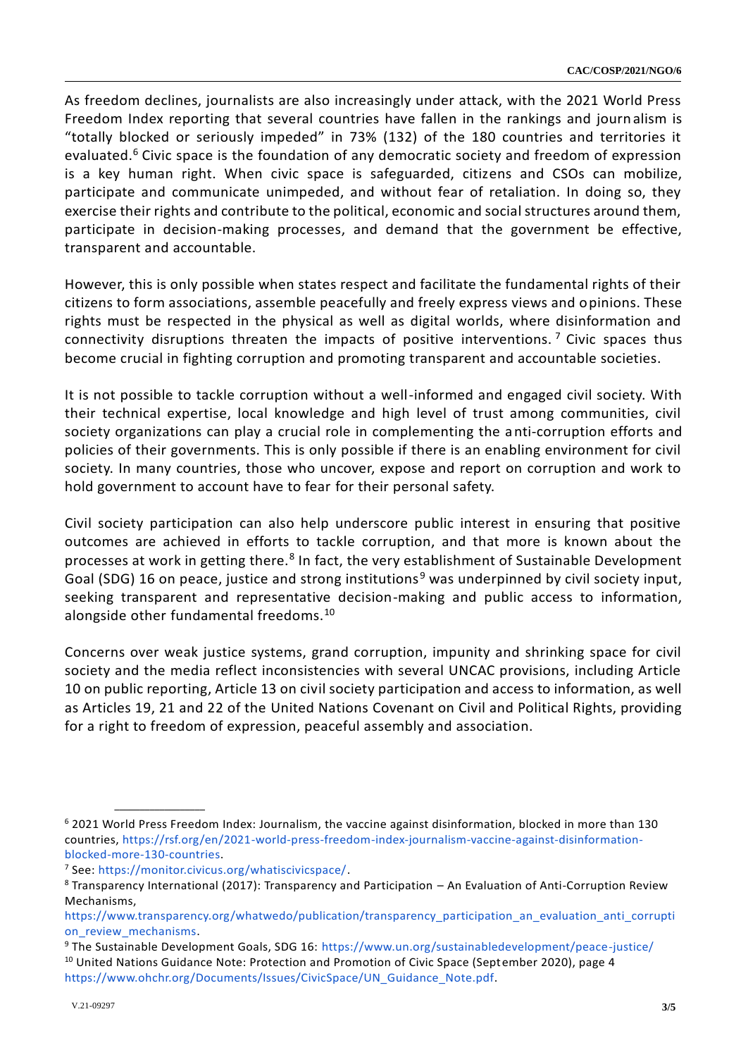As freedom declines, journalists are also increasingly under attack, with the 2021 World Press Freedom Index reporting that several countries have fallen in the rankings and journalism is "totally blocked or seriously impeded" in 73% (132) of the 180 countries and territories it evaluated.[6] Civic space is the foundation of any democratic society and freedom of expression is a key human right. When civic space is safeguarded, citizens and CSOs can mobilize, participate and communicate unimpeded, and without fear of retaliation. In doing so, they exercise their rights and contribute to the political, economic and social structures around them, participate in decision-making processes, and demand that the government be effective, transparent and accountable.

However, this is only possible when states respect and facilitate the fundamental rights of their citizens to form associations, assemble peacefully and freely express views and opinions. These rights must be respected in the physical as well as digital worlds, where disinformation and connectivity disruptions threaten the impacts of positive interventions.[7] Civic spaces thus become crucial in fighting corruption and promoting transparent and accountable societies.

It is not possible to tackle corruption without a well-informed and engaged civil society. With their technical expertise, local knowledge and high level of trust among communities, civil society organizations can play a crucial role in complementing the anti-corruption efforts and policies of their governments. This is only possible if there is an enabling environment for civil society. In many countries, those who uncover, expose and report on corruption and work to hold government to account have to fear for their personal safety.

Civil society participation can also help underscore public interest in ensuring that positive outcomes are achieved in efforts to tackle corruption, and that more is known about the processes at work in getting there.[8] In fact, the very establishment of Sustainable Development Goal (SDG) 16 on peace, justice and strong institutions[9] was underpinned by civil society input, seeking transparent and representative decision-making and public access to information, alongside other fundamental freedoms.[10]

Concerns over weak justice systems, grand corruption, impunity and shrinking space for civil society and the media reflect inconsistencies with several UNCAC provisions, including Article 10 on public reporting, Article 13 on civil society participation and access to information, as well as Articles 19, 21 and 22 of the United Nations Covenant on Civil and Political Rights, providing for a right to freedom of expression, peaceful assembly and association.

---

[6] 2021 World Press Freedom Index: Journalism, the vaccine against disinformation, blocked in more than 130 countries, https://rsf.org/en/2021-world-press-freedom-index-journalism-vaccine-against-disinformation-blocked-more-130-countries.

[7] See: https://monitor.civicus.org/whatiscivicspace/.

[8] Transparency International (2017): Transparency and Participation – An Evaluation of Anti-Corruption Review Mechanisms, https://www.transparency.org/whatwedo/publication/transparency_participation_an_evaluation_anti_corruption_review_mechanisms.

[9] The Sustainable Development Goals, SDG 16: https://www.un.org/sustainabledevelopment/peace-justice/

[10] United Nations Guidance Note: Protection and Promotion of Civic Space (September 2020), page 4 https://www.ohchr.org/Documents/Issues/CivicSpace/UN_Guidance_Note.pdf.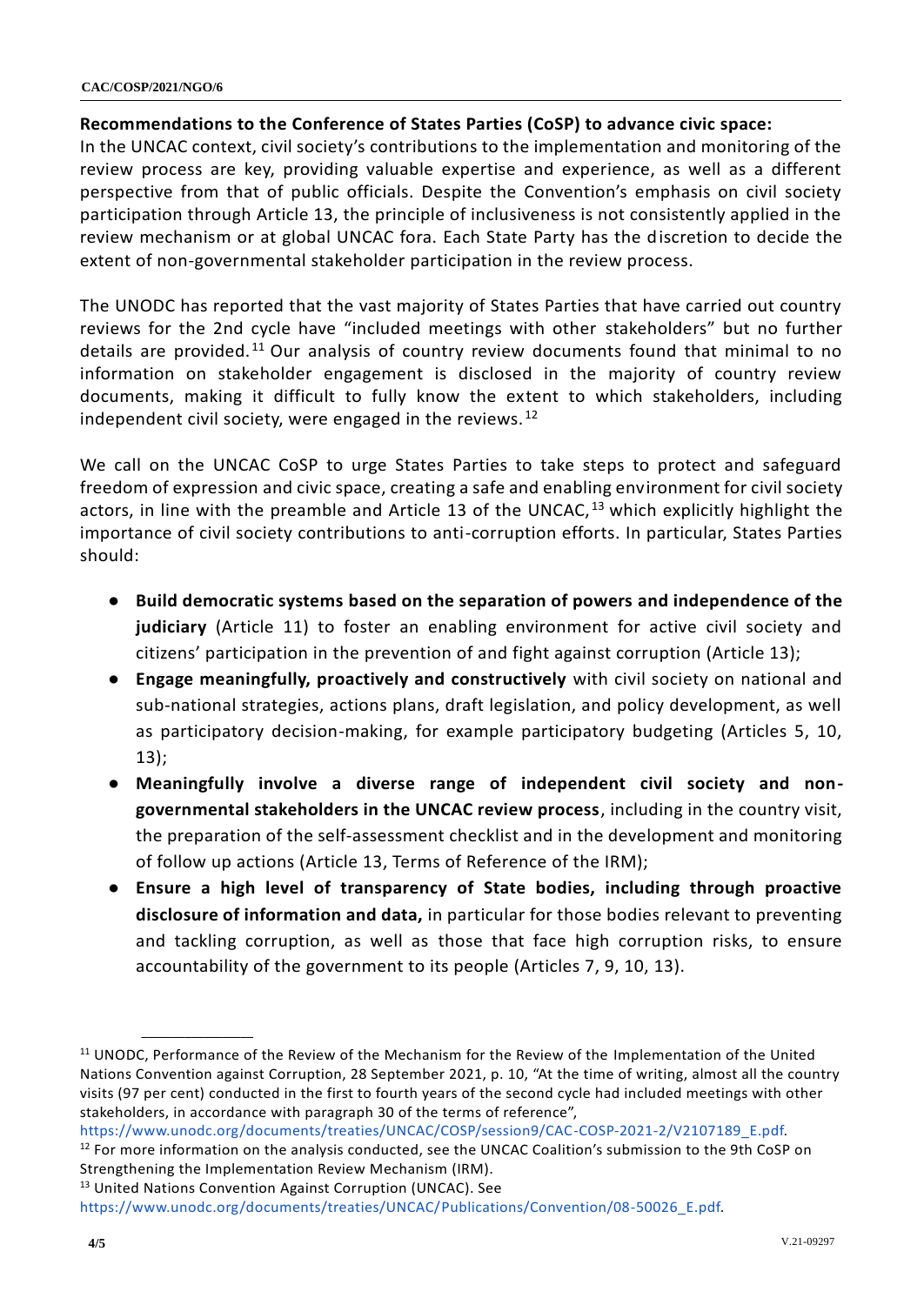**Recommendations to the Conference of States Parties (CoSP) to advance civic space:**

In the UNCAC context, civil society's contributions to the implementation and monitoring of the review process are key, providing valuable expertise and experience, as well as a different perspective from that of public officials. Despite the Convention's emphasis on civil society participation through Article 13, the principle of inclusiveness is not consistently applied in the review mechanism or at global UNCAC fora. Each State Party has the discretion to decide the extent of non-governmental stakeholder participation in the review process.

The UNODC has reported that the vast majority of States Parties that have carried out country reviews for the 2nd cycle have "included meetings with other stakeholders" but no further details are provided.[11] Our analysis of country review documents found that minimal to no information on stakeholder engagement is disclosed in the majority of country review documents, making it difficult to fully know the extent to which stakeholders, including independent civil society, were engaged in the reviews.[12]

We call on the UNCAC CoSP to urge States Parties to take steps to protect and safeguard freedom of expression and civic space, creating a safe and enabling environment for civil society actors, in line with the preamble and Article 13 of the UNCAC,[13] which explicitly highlight the importance of civil society contributions to anti-corruption efforts. In particular, States Parties should:

- **Build democratic systems based on the separation of powers and independence of the judiciary** (Article 11) to foster an enabling environment for active civil society and citizens' participation in the prevention of and fight against corruption (Article 13);
- **Engage meaningfully, proactively and constructively** with civil society on national and sub-national strategies, actions plans, draft legislation, and policy development, as well as participatory decision-making, for example participatory budgeting (Articles 5, 10, 13);
- **Meaningfully involve a diverse range of independent civil society and non-governmental stakeholders in the UNCAC review process**, including in the country visit, the preparation of the self-assessment checklist and in the development and monitoring of follow up actions (Article 13, Terms of Reference of the IRM);
- **Ensure a high level of transparency of State bodies, including through proactive disclosure of information and data,** in particular for those bodies relevant to preventing and tackling corruption, as well as those that face high corruption risks, to ensure accountability of the government to its people (Articles 7, 9, 10, 13).

---

[11] UNODC, Performance of the Review of the Mechanism for the Review of the Implementation of the United Nations Convention against Corruption, 28 September 2021, p. 10, "At the time of writing, almost all the country visits (97 per cent) conducted in the first to fourth years of the second cycle had included meetings with other stakeholders, in accordance with paragraph 30 of the terms of reference", https://www.unodc.org/documents/treaties/UNCAC/COSP/session9/CAC-COSP-2021-2/V2107189_E.pdf.

[12] For more information on the analysis conducted, see the UNCAC Coalition's submission to the 9th CoSP on Strengthening the Implementation Review Mechanism (IRM).

[13] United Nations Convention Against Corruption (UNCAC). See https://www.unodc.org/documents/treaties/UNCAC/Publications/Convention/08-50026_E.pdf.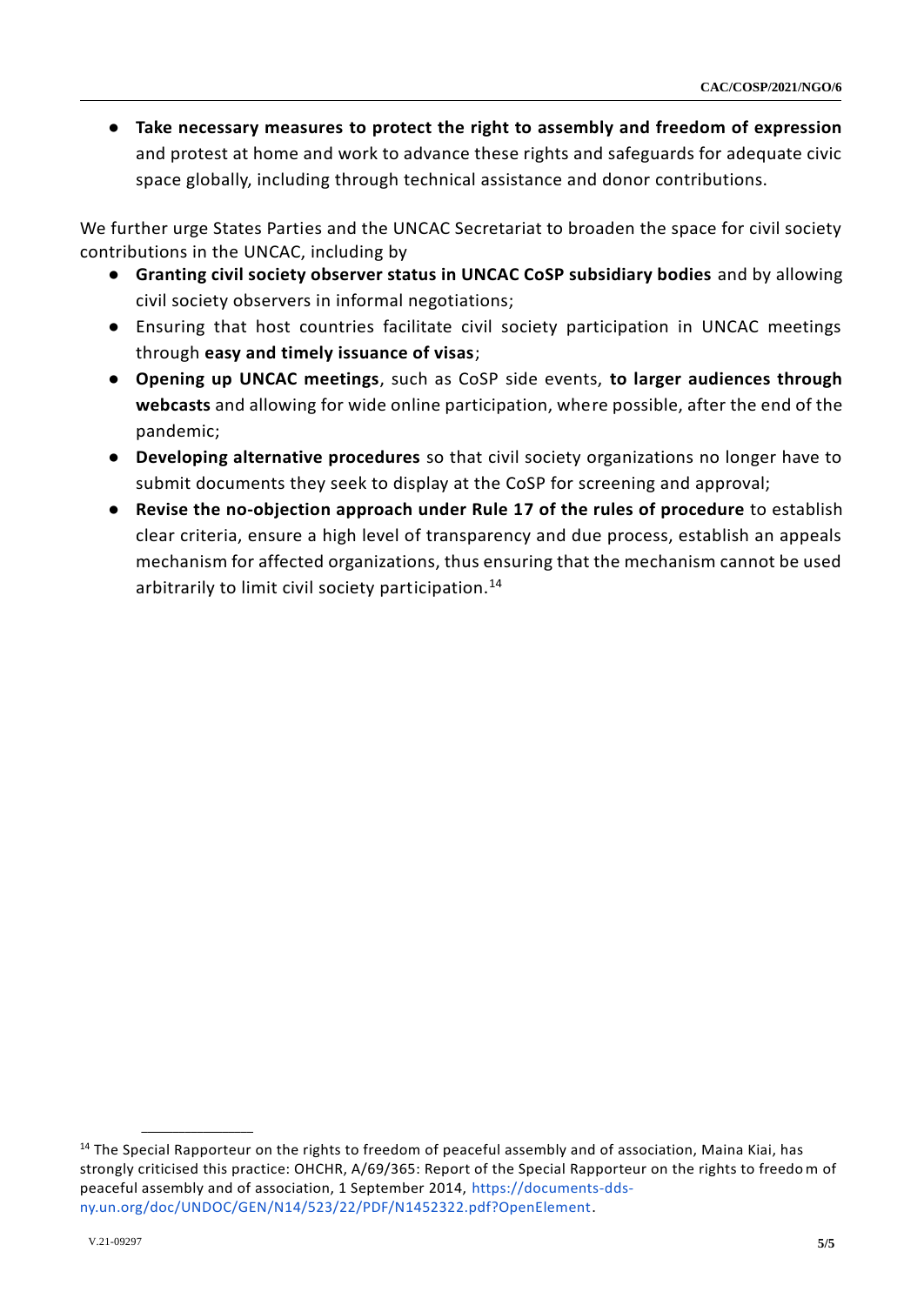- **Take necessary measures to protect the right to assembly and freedom of expression** and protest at home and work to advance these rights and safeguards for adequate civic space globally, including through technical assistance and donor contributions.

We further urge States Parties and the UNCAC Secretariat to broaden the space for civil society contributions in the UNCAC, including by

- **Granting civil society observer status in UNCAC CoSP subsidiary bodies** and by allowing civil society observers in informal negotiations;
- Ensuring that host countries facilitate civil society participation in UNCAC meetings through **easy and timely issuance of visas**;
- **Opening up UNCAC meetings**, such as CoSP side events, **to larger audiences through webcasts** and allowing for wide online participation, where possible, after the end of the pandemic;
- **Developing alternative procedures** so that civil society organizations no longer have to submit documents they seek to display at the CoSP for screening and approval;
- **Revise the no-objection approach under Rule 17 of the rules of procedure** to establish clear criteria, ensure a high level of transparency and due process, establish an appeals mechanism for affected organizations, thus ensuring that the mechanism cannot be used arbitrarily to limit civil society participation.[14]

---

[14] The Special Rapporteur on the rights to freedom of peaceful assembly and of association, Maina Kiai, has strongly criticised this practice: OHCHR, A/69/365: Report of the Special Rapporteur on the rights to freedom of peaceful assembly and of association, 1 September 2014, https://documents-dds-ny.un.org/doc/UNDOC/GEN/N14/523/22/PDF/N1452322.pdf?OpenElement.